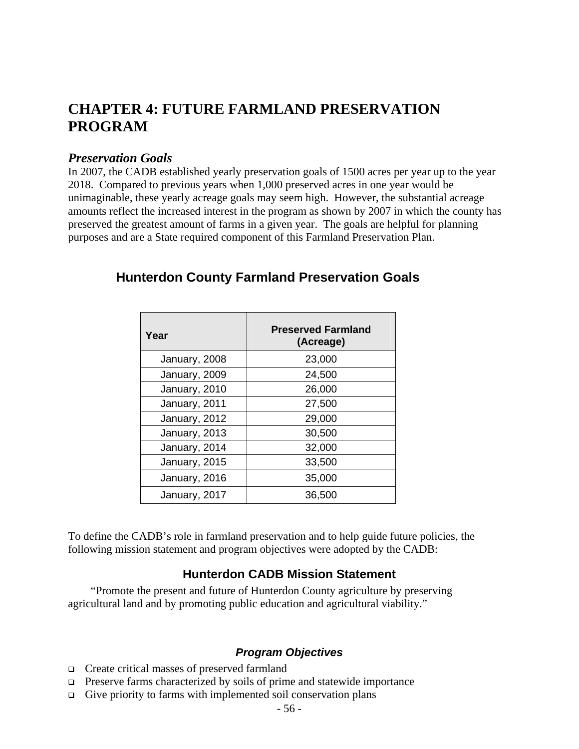// Chapter 4 (Future Farmland Preservation Program) page, rendered as markdown; page number omitted per rule 6
# CHAPTER 4: FUTURE FARMLAND PRESERVATION PROGRAM

## *Preservation Goals*

In 2007, the CADB established yearly preservation goals of 1500 acres per year up to the year 2018. Compared to previous years when 1,000 preserved acres in one year would be unimaginable, these yearly acreage goals may seem high. However, the substantial acreage amounts reflect the increased interest in the program as shown by 2007 in which the county has preserved the greatest amount of farms in a given year. The goals are helpful for planning purposes and are a State required component of this Farmland Preservation Plan.

### Hunterdon County Farmland Preservation Goals

| Year | Preserved Farmland (Acreage) |
|---|---|
| January, 2008 | 23,000 |
| January, 2009 | 24,500 |
| January, 2010 | 26,000 |
| January, 2011 | 27,500 |
| January, 2012 | 29,000 |
| January, 2013 | 30,500 |
| January, 2014 | 32,000 |
| January, 2015 | 33,500 |
| January, 2016 | 35,000 |
| January, 2017 | 36,500 |

To define the CADB's role in farmland preservation and to help guide future policies, the following mission statement and program objectives were adopted by the CADB:

### Hunterdon CADB Mission Statement

"Promote the present and future of Hunterdon County agriculture by preserving agricultural land and by promoting public education and agricultural viability."

#### *Program Objectives*

- Create critical masses of preserved farmland
- Preserve farms characterized by soils of prime and statewide importance
- Give priority to farms with implemented soil conservation plans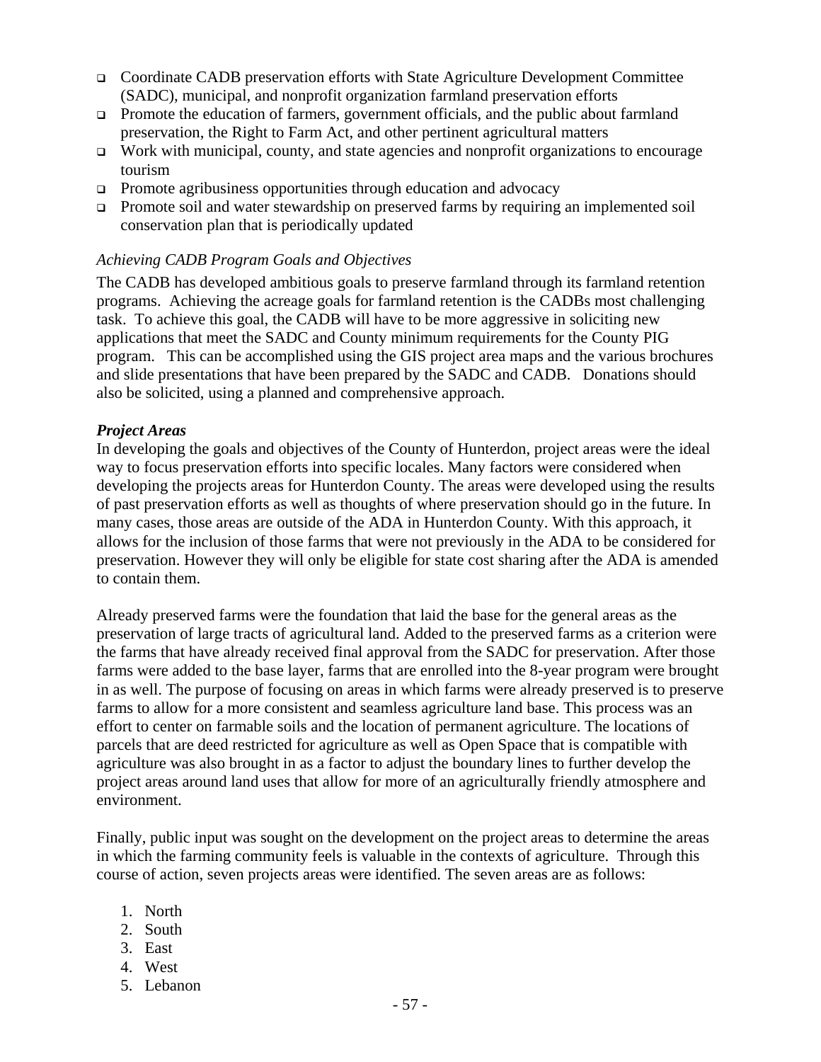- Coordinate CADB preservation efforts with State Agriculture Development Committee (SADC), municipal, and nonprofit organization farmland preservation efforts
- Promote the education of farmers, government officials, and the public about farmland preservation, the Right to Farm Act, and other pertinent agricultural matters
- Work with municipal, county, and state agencies and nonprofit organizations to encourage tourism
- Promote agribusiness opportunities through education and advocacy
- Promote soil and water stewardship on preserved farms by requiring an implemented soil conservation plan that is periodically updated

*Achieving CADB Program Goals and Objectives*

The CADB has developed ambitious goals to preserve farmland through its farmland retention programs. Achieving the acreage goals for farmland retention is the CADBs most challenging task. To achieve this goal, the CADB will have to be more aggressive in soliciting new applications that meet the SADC and County minimum requirements for the County PIG program. This can be accomplished using the GIS project area maps and the various brochures and slide presentations that have been prepared by the SADC and CADB. Donations should also be solicited, using a planned and comprehensive approach.

***Project Areas***

In developing the goals and objectives of the County of Hunterdon, project areas were the ideal way to focus preservation efforts into specific locales. Many factors were considered when developing the projects areas for Hunterdon County. The areas were developed using the results of past preservation efforts as well as thoughts of where preservation should go in the future. In many cases, those areas are outside of the ADA in Hunterdon County. With this approach, it allows for the inclusion of those farms that were not previously in the ADA to be considered for preservation. However they will only be eligible for state cost sharing after the ADA is amended to contain them.

Already preserved farms were the foundation that laid the base for the general areas as the preservation of large tracts of agricultural land. Added to the preserved farms as a criterion were the farms that have already received final approval from the SADC for preservation. After those farms were added to the base layer, farms that are enrolled into the 8-year program were brought in as well. The purpose of focusing on areas in which farms were already preserved is to preserve farms to allow for a more consistent and seamless agriculture land base. This process was an effort to center on farmable soils and the location of permanent agriculture. The locations of parcels that are deed restricted for agriculture as well as Open Space that is compatible with agriculture was also brought in as a factor to adjust the boundary lines to further develop the project areas around land uses that allow for more of an agriculturally friendly atmosphere and environment.

Finally, public input was sought on the development on the project areas to determine the areas in which the farming community feels is valuable in the contexts of agriculture. Through this course of action, seven projects areas were identified. The seven areas are as follows:

1. North
2. South
3. East
4. West
5. Lebanon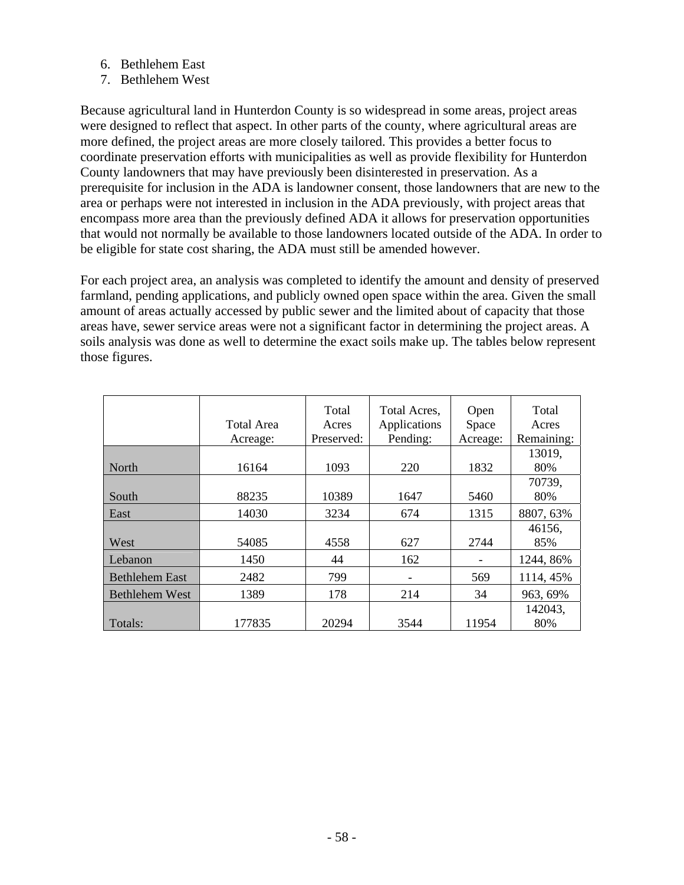6. Bethlehem East
7. Bethlehem West

Because agricultural land in Hunterdon County is so widespread in some areas, project areas were designed to reflect that aspect. In other parts of the county, where agricultural areas are more defined, the project areas are more closely tailored. This provides a better focus to coordinate preservation efforts with municipalities as well as provide flexibility for Hunterdon County landowners that may have previously been disinterested in preservation. As a prerequisite for inclusion in the ADA is landowner consent, those landowners that are new to the area or perhaps were not interested in inclusion in the ADA previously, with project areas that encompass more area than the previously defined ADA it allows for preservation opportunities that would not normally be available to those landowners located outside of the ADA. In order to be eligible for state cost sharing, the ADA must still be amended however.

For each project area, an analysis was completed to identify the amount and density of preserved farmland, pending applications, and publicly owned open space within the area. Given the small amount of areas actually accessed by public sewer and the limited about of capacity that those areas have, sewer service areas were not a significant factor in determining the project areas. A soils analysis was done as well to determine the exact soils make up. The tables below represent those figures.

| | Total Area Acreage: | Total Acres Preserved: | Total Acres, Applications Pending: | Open Space Acreage: | Total Acres Remaining: |
|---|---|---|---|---|---|
| North | 16164 | 1093 | 220 | 1832 | 13019, 80% |
| South | 88235 | 10389 | 1647 | 5460 | 70739, 80% |
| East | 14030 | 3234 | 674 | 1315 | 8807, 63% |
| West | 54085 | 4558 | 627 | 2744 | 46156, 85% |
| Lebanon | 1450 | 44 | 162 | - | 1244, 86% |
| Bethlehem East | 2482 | 799 | - | 569 | 1114, 45% |
| Bethlehem West | 1389 | 178 | 214 | 34 | 963, 69% |
| Totals: | 177835 | 20294 | 3544 | 11954 | 142043, 80% |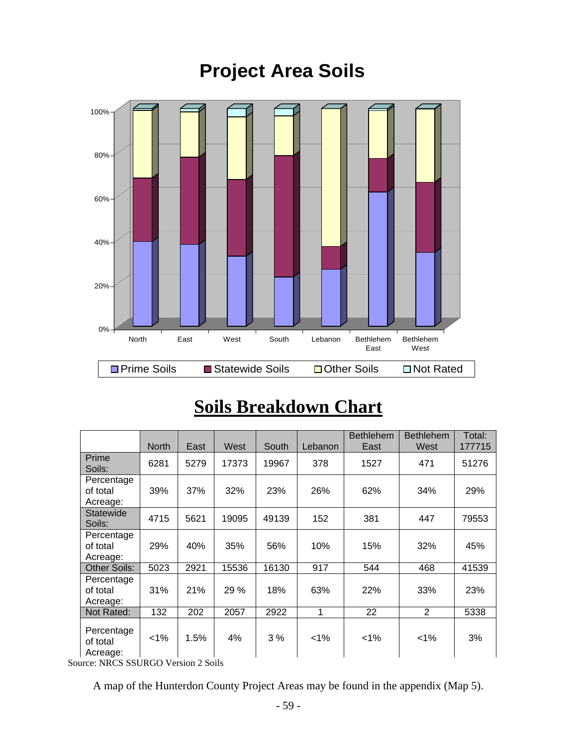# Project Area Soils

# Soils Breakdown Chart

| | North | East | West | South | Lebanon | Bethlehem East | Bethlehem West | Total: 177715 |
|---|---|---|---|---|---|---|---|---|
| Prime Soils: | 6281 | 5279 | 17373 | 19967 | 378 | 1527 | 471 | 51276 |
| Percentage of total Acreage: | 39% | 37% | 32% | 23% | 26% | 62% | 34% | 29% |
| Statewide Soils: | 4715 | 5621 | 19095 | 49139 | 152 | 381 | 447 | 79553 |
| Percentage of total Acreage: | 29% | 40% | 35% | 56% | 10% | 15% | 32% | 45% |
| Other Soils: | 5023 | 2921 | 15536 | 16130 | 917 | 544 | 468 | 41539 |
| Percentage of total Acreage: | 31% | 21% | 29 % | 18% | 63% | 22% | 33% | 23% |
| Not Rated: | 132 | 202 | 2057 | 2922 | 1 | 22 | 2 | 5338 |
| Percentage of total Acreage: | <1% | 1.5% | 4% | 3 % | <1% | <1% | <1% | 3% |

Source: NRCS SSURGO Version 2 Soils

A map of the Hunterdon County Project Areas may be found in the appendix (Map 5).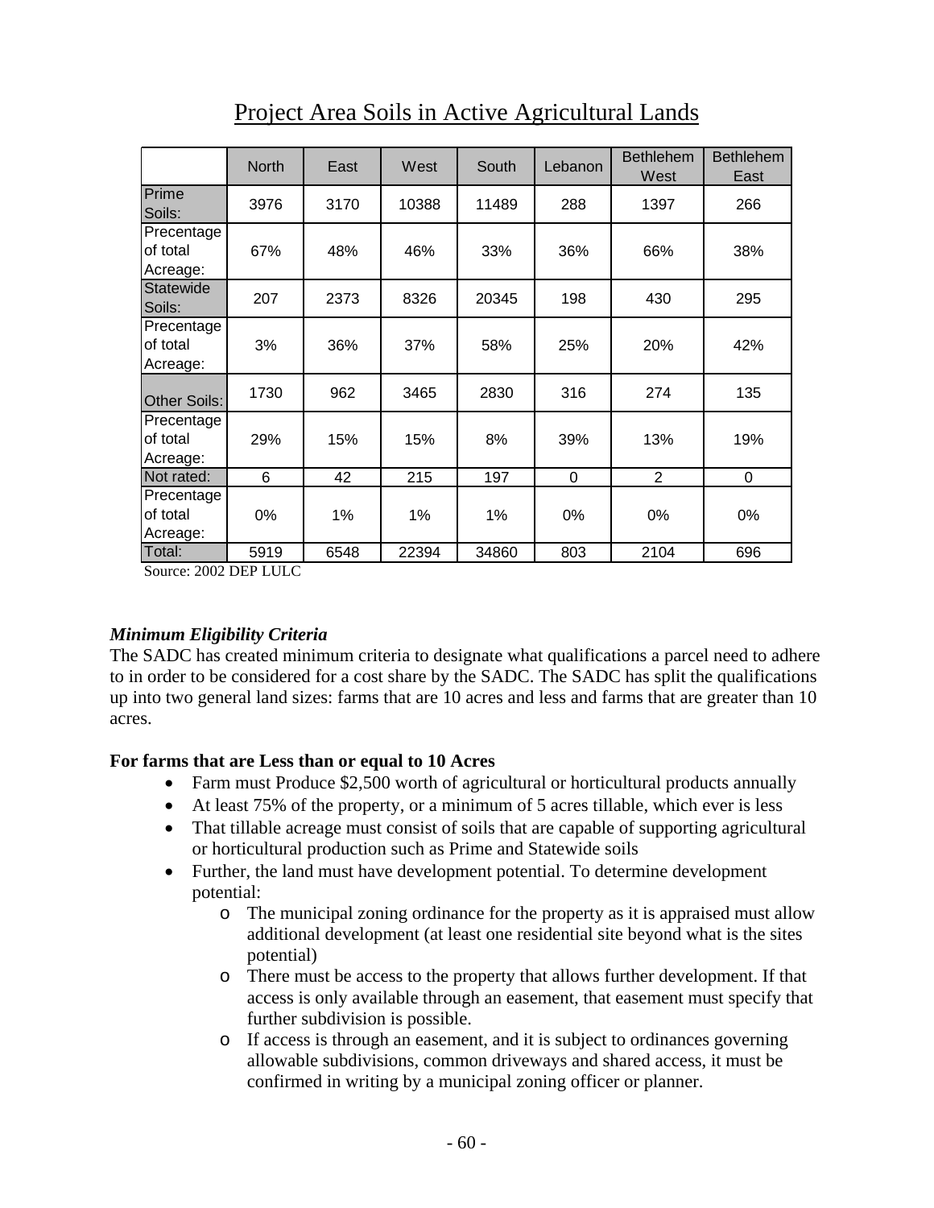# Project Area Soils in Active Agricultural Lands

| | North | East | West | South | Lebanon | Bethlehem West | Bethlehem East |
|---|---|---|---|---|---|---|---|
| Prime Soils: | 3976 | 3170 | 10388 | 11489 | 288 | 1397 | 266 |
| Precentage of total Acreage: | 67% | 48% | 46% | 33% | 36% | 66% | 38% |
| Statewide Soils: | 207 | 2373 | 8326 | 20345 | 198 | 430 | 295 |
| Precentage of total Acreage: | 3% | 36% | 37% | 58% | 25% | 20% | 42% |
| Other Soils: | 1730 | 962 | 3465 | 2830 | 316 | 274 | 135 |
| Precentage of total Acreage: | 29% | 15% | 15% | 8% | 39% | 13% | 19% |
| Not rated: | 6 | 42 | 215 | 197 | 0 | 2 | 0 |
| Precentage of total Acreage: | 0% | 1% | 1% | 1% | 0% | 0% | 0% |
| Total: | 5919 | 6548 | 22394 | 34860 | 803 | 2104 | 696 |

Source: 2002 DEP LULC

***Minimum Eligibility Criteria***

The SADC has created minimum criteria to designate what qualifications a parcel need to adhere to in order to be considered for a cost share by the SADC. The SADC has split the qualifications up into two general land sizes: farms that are 10 acres and less and farms that are greater than 10 acres.

**For farms that are Less than or equal to 10 Acres**

- Farm must Produce $2,500 worth of agricultural or horticultural products annually
- At least 75% of the property, or a minimum of 5 acres tillable, which ever is less
- That tillable acreage must consist of soils that are capable of supporting agricultural or horticultural production such as Prime and Statewide soils
- Further, the land must have development potential. To determine development potential:
  - The municipal zoning ordinance for the property as it is appraised must allow additional development (at least one residential site beyond what is the sites potential)
  - There must be access to the property that allows further development. If that access is only available through an easement, that easement must specify that further subdivision is possible.
  - If access is through an easement, and it is subject to ordinances governing allowable subdivisions, common driveways and shared access, it must be confirmed in writing by a municipal zoning officer or planner.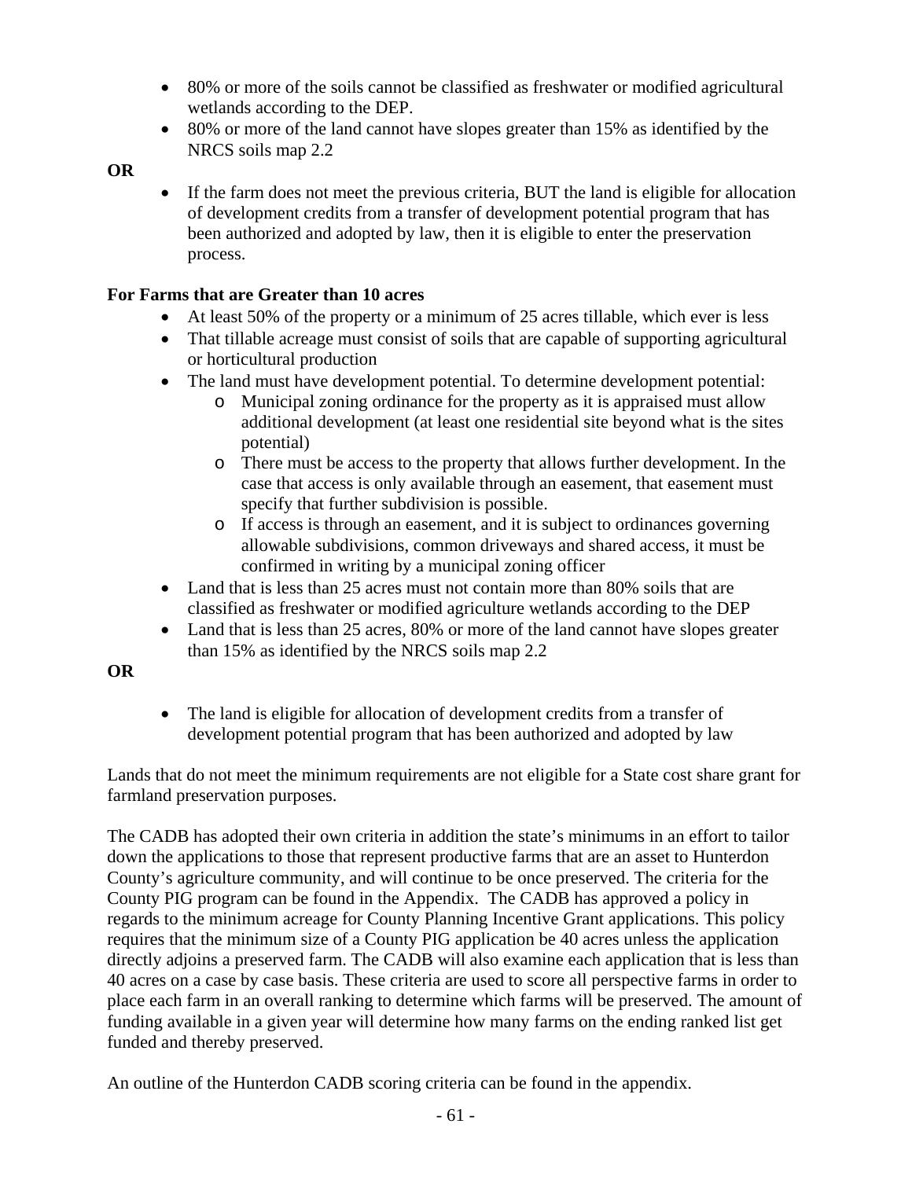- 80% or more of the soils cannot be classified as freshwater or modified agricultural wetlands according to the DEP.
- 80% or more of the land cannot have slopes greater than 15% as identified by the NRCS soils map 2.2

**OR**

- If the farm does not meet the previous criteria, BUT the land is eligible for allocation of development credits from a transfer of development potential program that has been authorized and adopted by law, then it is eligible to enter the preservation process.

**For Farms that are Greater than 10 acres**

- At least 50% of the property or a minimum of 25 acres tillable, which ever is less
- That tillable acreage must consist of soils that are capable of supporting agricultural or horticultural production
- The land must have development potential. To determine development potential:
  - Municipal zoning ordinance for the property as it is appraised must allow additional development (at least one residential site beyond what is the sites potential)
  - There must be access to the property that allows further development. In the case that access is only available through an easement, that easement must specify that further subdivision is possible.
  - If access is through an easement, and it is subject to ordinances governing allowable subdivisions, common driveways and shared access, it must be confirmed in writing by a municipal zoning officer
- Land that is less than 25 acres must not contain more than 80% soils that are classified as freshwater or modified agriculture wetlands according to the DEP
- Land that is less than 25 acres, 80% or more of the land cannot have slopes greater than 15% as identified by the NRCS soils map 2.2

**OR**

- The land is eligible for allocation of development credits from a transfer of development potential program that has been authorized and adopted by law

Lands that do not meet the minimum requirements are not eligible for a State cost share grant for farmland preservation purposes.

The CADB has adopted their own criteria in addition the state's minimums in an effort to tailor down the applications to those that represent productive farms that are an asset to Hunterdon County's agriculture community, and will continue to be once preserved. The criteria for the County PIG program can be found in the Appendix. The CADB has approved a policy in regards to the minimum acreage for County Planning Incentive Grant applications. This policy requires that the minimum size of a County PIG application be 40 acres unless the application directly adjoins a preserved farm. The CADB will also examine each application that is less than 40 acres on a case by case basis. These criteria are used to score all perspective farms in order to place each farm in an overall ranking to determine which farms will be preserved. The amount of funding available in a given year will determine how many farms on the ending ranked list get funded and thereby preserved.

An outline of the Hunterdon CADB scoring criteria can be found in the appendix.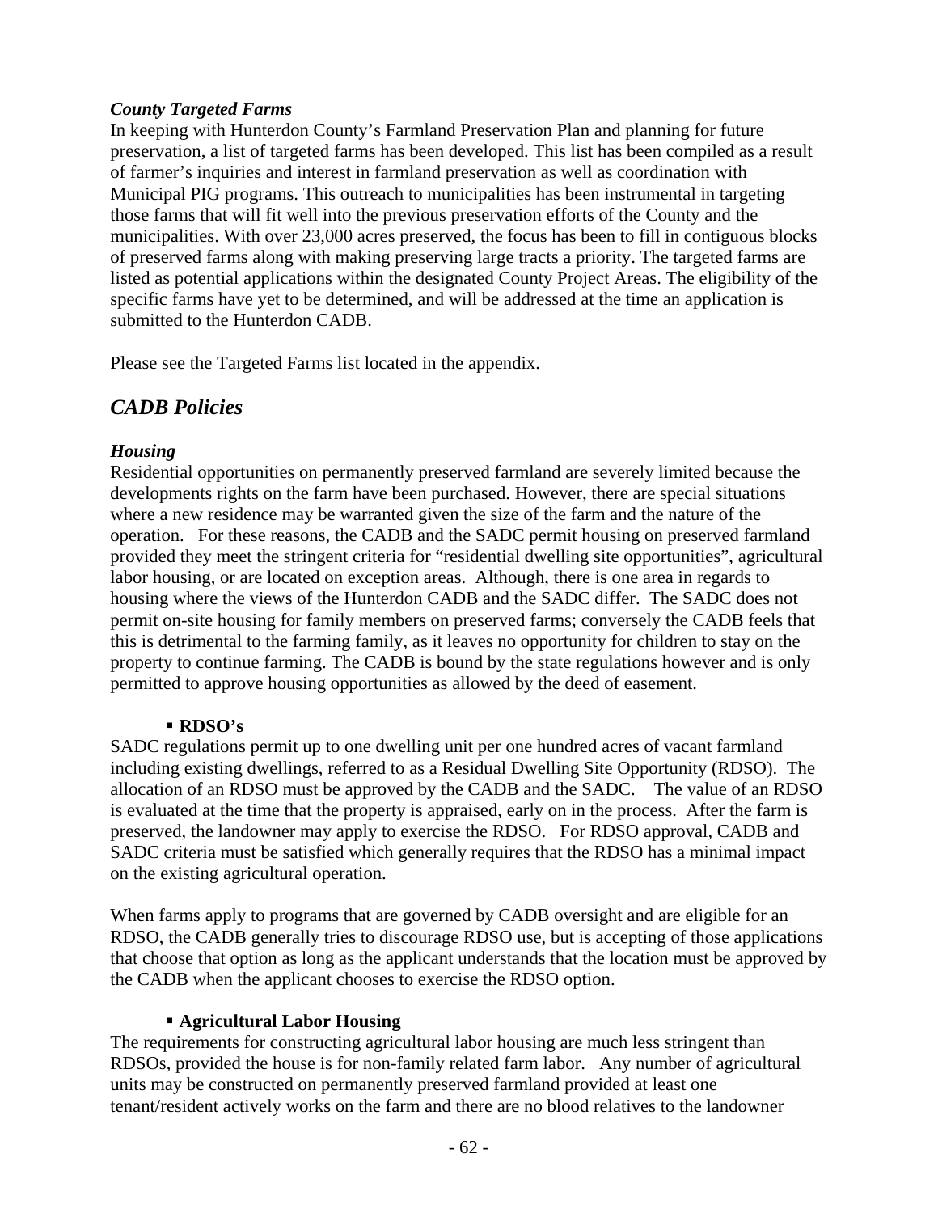### *County Targeted Farms*

In keeping with Hunterdon County's Farmland Preservation Plan and planning for future preservation, a list of targeted farms has been developed. This list has been compiled as a result of farmer's inquiries and interest in farmland preservation as well as coordination with Municipal PIG programs. This outreach to municipalities has been instrumental in targeting those farms that will fit well into the previous preservation efforts of the County and the municipalities. With over 23,000 acres preserved, the focus has been to fill in contiguous blocks of preserved farms along with making preserving large tracts a priority. The targeted farms are listed as potential applications within the designated County Project Areas. The eligibility of the specific farms have yet to be determined, and will be addressed at the time an application is submitted to the Hunterdon CADB.

Please see the Targeted Farms list located in the appendix.

## *CADB Policies*

### *Housing*

Residential opportunities on permanently preserved farmland are severely limited because the developments rights on the farm have been purchased. However, there are special situations where a new residence may be warranted given the size of the farm and the nature of the operation. For these reasons, the CADB and the SADC permit housing on preserved farmland provided they meet the stringent criteria for "residential dwelling site opportunities", agricultural labor housing, or are located on exception areas. Although, there is one area in regards to housing where the views of the Hunterdon CADB and the SADC differ. The SADC does not permit on-site housing for family members on preserved farms; conversely the CADB feels that this is detrimental to the farming family, as it leaves no opportunity for children to stay on the property to continue farming. The CADB is bound by the state regulations however and is only permitted to approve housing opportunities as allowed by the deed of easement.

- **RDSO's**

SADC regulations permit up to one dwelling unit per one hundred acres of vacant farmland including existing dwellings, referred to as a Residual Dwelling Site Opportunity (RDSO). The allocation of an RDSO must be approved by the CADB and the SADC. The value of an RDSO is evaluated at the time that the property is appraised, early on in the process. After the farm is preserved, the landowner may apply to exercise the RDSO. For RDSO approval, CADB and SADC criteria must be satisfied which generally requires that the RDSO has a minimal impact on the existing agricultural operation.

When farms apply to programs that are governed by CADB oversight and are eligible for an RDSO, the CADB generally tries to discourage RDSO use, but is accepting of those applications that choose that option as long as the applicant understands that the location must be approved by the CADB when the applicant chooses to exercise the RDSO option.

- **Agricultural Labor Housing**

The requirements for constructing agricultural labor housing are much less stringent than RDSOs, provided the house is for non-family related farm labor. Any number of agricultural units may be constructed on permanently preserved farmland provided at least one tenant/resident actively works on the farm and there are no blood relatives to the landowner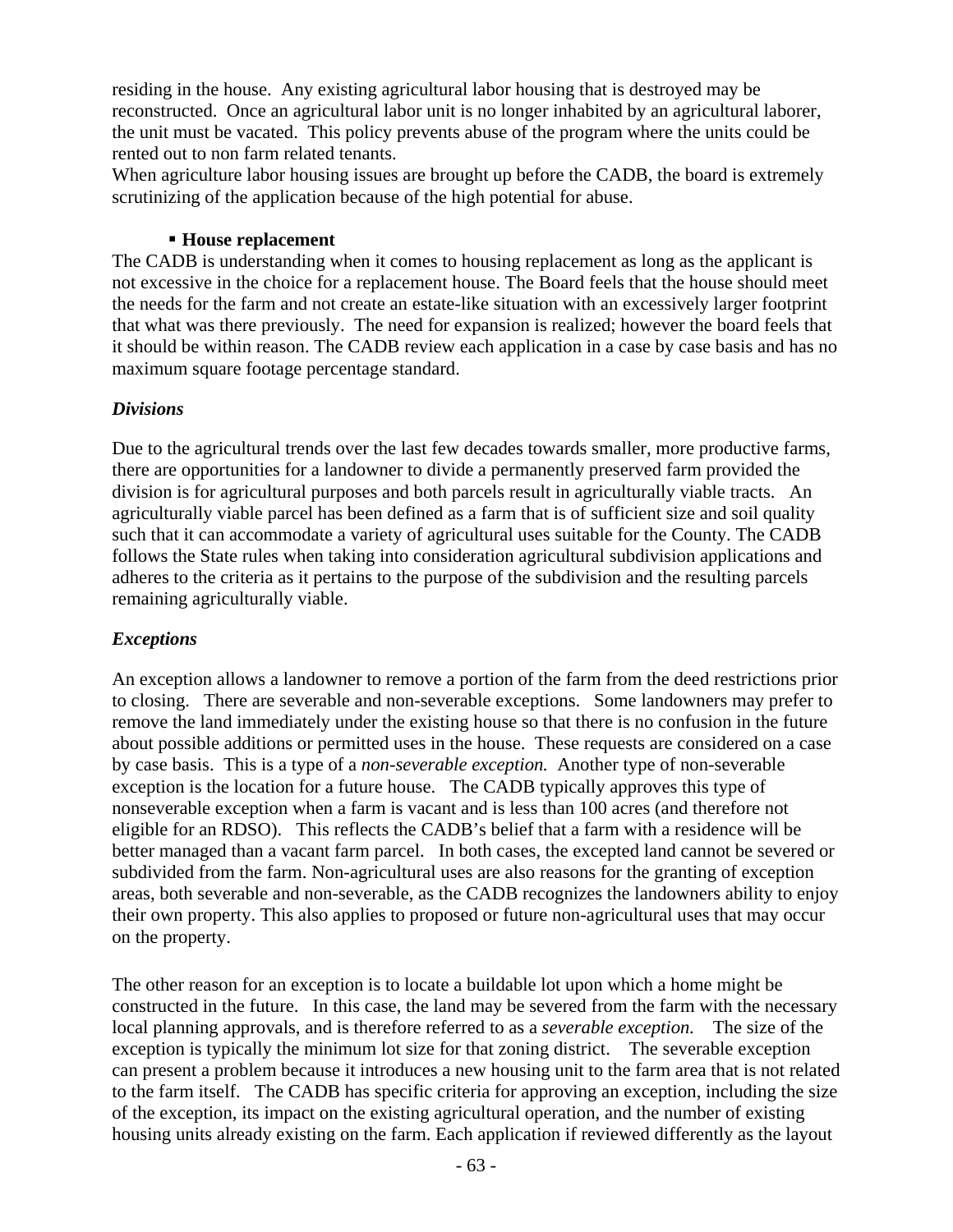residing in the house. Any existing agricultural labor housing that is destroyed may be reconstructed. Once an agricultural labor unit is no longer inhabited by an agricultural laborer, the unit must be vacated. This policy prevents abuse of the program where the units could be rented out to non farm related tenants.
When agriculture labor housing issues are brought up before the CADB, the board is extremely scrutinizing of the application because of the high potential for abuse.

- **House replacement**

The CADB is understanding when it comes to housing replacement as long as the applicant is not excessive in the choice for a replacement house. The Board feels that the house should meet the needs for the farm and not create an estate-like situation with an excessively larger footprint that what was there previously. The need for expansion is realized; however the board feels that it should be within reason. The CADB review each application in a case by case basis and has no maximum square footage percentage standard.

### *Divisions*

Due to the agricultural trends over the last few decades towards smaller, more productive farms, there are opportunities for a landowner to divide a permanently preserved farm provided the division is for agricultural purposes and both parcels result in agriculturally viable tracts. An agriculturally viable parcel has been defined as a farm that is of sufficient size and soil quality such that it can accommodate a variety of agricultural uses suitable for the County. The CADB follows the State rules when taking into consideration agricultural subdivision applications and adheres to the criteria as it pertains to the purpose of the subdivision and the resulting parcels remaining agriculturally viable.

### *Exceptions*

An exception allows a landowner to remove a portion of the farm from the deed restrictions prior to closing. There are severable and non-severable exceptions. Some landowners may prefer to remove the land immediately under the existing house so that there is no confusion in the future about possible additions or permitted uses in the house. These requests are considered on a case by case basis. This is a type of a *non-severable exception.* Another type of non-severable exception is the location for a future house. The CADB typically approves this type of nonseverable exception when a farm is vacant and is less than 100 acres (and therefore not eligible for an RDSO). This reflects the CADB's belief that a farm with a residence will be better managed than a vacant farm parcel. In both cases, the excepted land cannot be severed or subdivided from the farm. Non-agricultural uses are also reasons for the granting of exception areas, both severable and non-severable, as the CADB recognizes the landowners ability to enjoy their own property. This also applies to proposed or future non-agricultural uses that may occur on the property.

The other reason for an exception is to locate a buildable lot upon which a home might be constructed in the future. In this case, the land may be severed from the farm with the necessary local planning approvals, and is therefore referred to as a *severable exception.* The size of the exception is typically the minimum lot size for that zoning district. The severable exception can present a problem because it introduces a new housing unit to the farm area that is not related to the farm itself. The CADB has specific criteria for approving an exception, including the size of the exception, its impact on the existing agricultural operation, and the number of existing housing units already existing on the farm. Each application if reviewed differently as the layout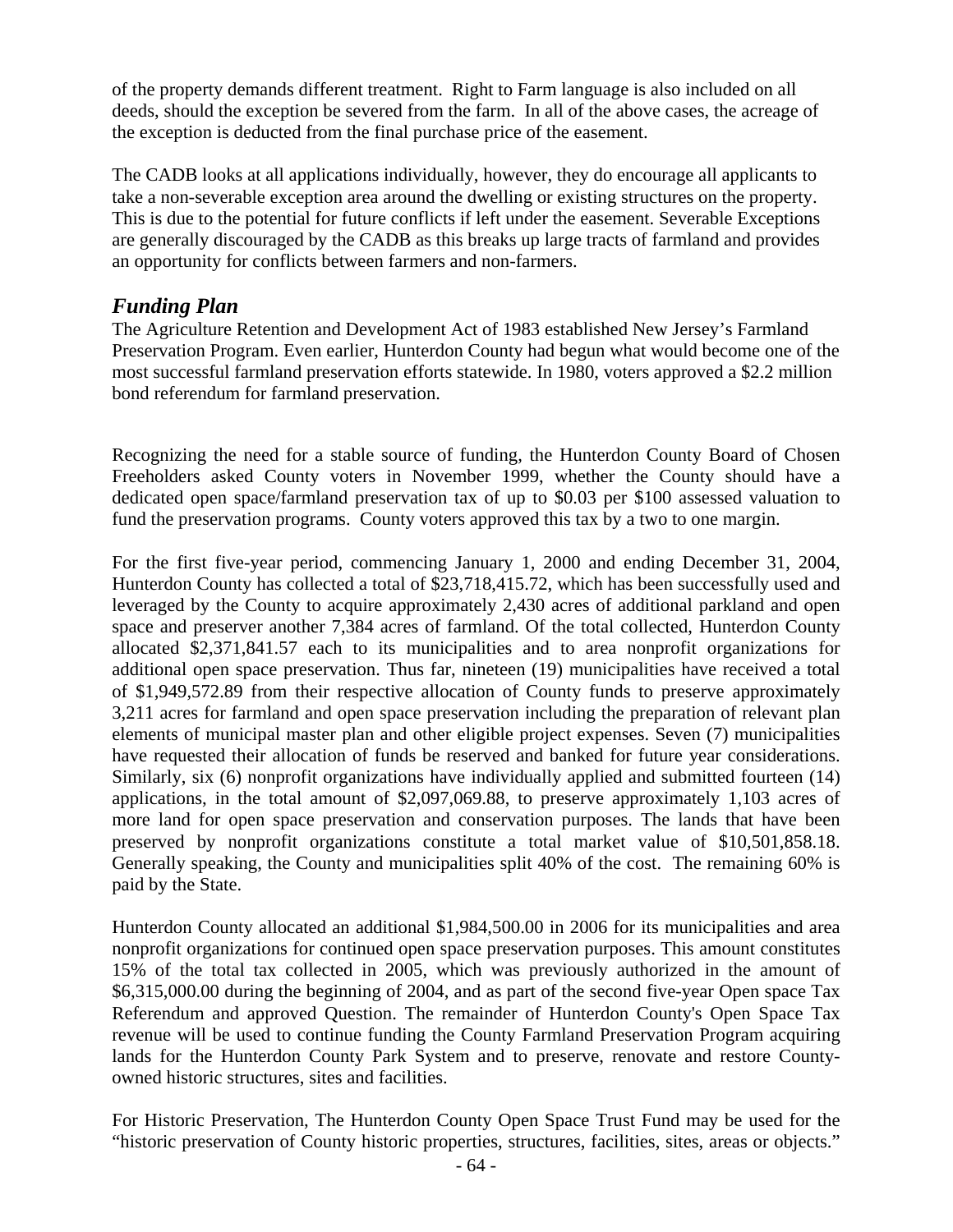of the property demands different treatment. Right to Farm language is also included on all deeds, should the exception be severed from the farm. In all of the above cases, the acreage of the exception is deducted from the final purchase price of the easement.

The CADB looks at all applications individually, however, they do encourage all applicants to take a non-severable exception area around the dwelling or existing structures on the property. This is due to the potential for future conflicts if left under the easement. Severable Exceptions are generally discouraged by the CADB as this breaks up large tracts of farmland and provides an opportunity for conflicts between farmers and non-farmers.

## *Funding Plan*

The Agriculture Retention and Development Act of 1983 established New Jersey's Farmland Preservation Program. Even earlier, Hunterdon County had begun what would become one of the most successful farmland preservation efforts statewide. In 1980, voters approved a $2.2 million bond referendum for farmland preservation.

Recognizing the need for a stable source of funding, the Hunterdon County Board of Chosen Freeholders asked County voters in November 1999, whether the County should have a dedicated open space/farmland preservation tax of up to $0.03 per $100 assessed valuation to fund the preservation programs. County voters approved this tax by a two to one margin.

For the first five-year period, commencing January 1, 2000 and ending December 31, 2004, Hunterdon County has collected a total of $23,718,415.72, which has been successfully used and leveraged by the County to acquire approximately 2,430 acres of additional parkland and open space and preserver another 7,384 acres of farmland. Of the total collected, Hunterdon County allocated $2,371,841.57 each to its municipalities and to area nonprofit organizations for additional open space preservation. Thus far, nineteen (19) municipalities have received a total of $1,949,572.89 from their respective allocation of County funds to preserve approximately 3,211 acres for farmland and open space preservation including the preparation of relevant plan elements of municipal master plan and other eligible project expenses. Seven (7) municipalities have requested their allocation of funds be reserved and banked for future year considerations. Similarly, six (6) nonprofit organizations have individually applied and submitted fourteen (14) applications, in the total amount of $2,097,069.88, to preserve approximately 1,103 acres of more land for open space preservation and conservation purposes. The lands that have been preserved by nonprofit organizations constitute a total market value of $10,501,858.18. Generally speaking, the County and municipalities split 40% of the cost. The remaining 60% is paid by the State.

Hunterdon County allocated an additional $1,984,500.00 in 2006 for its municipalities and area nonprofit organizations for continued open space preservation purposes. This amount constitutes 15% of the total tax collected in 2005, which was previously authorized in the amount of $6,315,000.00 during the beginning of 2004, and as part of the second five-year Open space Tax Referendum and approved Question. The remainder of Hunterdon County's Open Space Tax revenue will be used to continue funding the County Farmland Preservation Program acquiring lands for the Hunterdon County Park System and to preserve, renovate and restore County-owned historic structures, sites and facilities.

For Historic Preservation, The Hunterdon County Open Space Trust Fund may be used for the "historic preservation of County historic properties, structures, facilities, sites, areas or objects."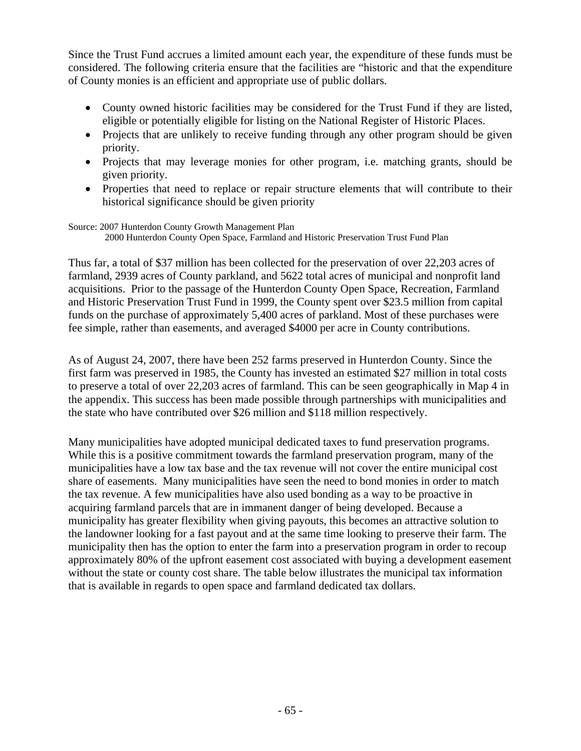Since the Trust Fund accrues a limited amount each year, the expenditure of these funds must be considered. The following criteria ensure that the facilities are "historic and that the expenditure of County monies is an efficient and appropriate use of public dollars.

- County owned historic facilities may be considered for the Trust Fund if they are listed, eligible or potentially eligible for listing on the National Register of Historic Places.
- Projects that are unlikely to receive funding through any other program should be given priority.
- Projects that may leverage monies for other program, i.e. matching grants, should be given priority.
- Properties that need to replace or repair structure elements that will contribute to their historical significance should be given priority

Source: 2007 Hunterdon County Growth Management Plan
2000 Hunterdon County Open Space, Farmland and Historic Preservation Trust Fund Plan

Thus far, a total of $37 million has been collected for the preservation of over 22,203 acres of farmland, 2939 acres of County parkland, and 5622 total acres of municipal and nonprofit land acquisitions. Prior to the passage of the Hunterdon County Open Space, Recreation, Farmland and Historic Preservation Trust Fund in 1999, the County spent over $23.5 million from capital funds on the purchase of approximately 5,400 acres of parkland. Most of these purchases were fee simple, rather than easements, and averaged $4000 per acre in County contributions.

As of August 24, 2007, there have been 252 farms preserved in Hunterdon County. Since the first farm was preserved in 1985, the County has invested an estimated $27 million in total costs to preserve a total of over 22,203 acres of farmland. This can be seen geographically in Map 4 in the appendix. This success has been made possible through partnerships with municipalities and the state who have contributed over $26 million and $118 million respectively.

Many municipalities have adopted municipal dedicated taxes to fund preservation programs. While this is a positive commitment towards the farmland preservation program, many of the municipalities have a low tax base and the tax revenue will not cover the entire municipal cost share of easements. Many municipalities have seen the need to bond monies in order to match the tax revenue. A few municipalities have also used bonding as a way to be proactive in acquiring farmland parcels that are in immanent danger of being developed. Because a municipality has greater flexibility when giving payouts, this becomes an attractive solution to the landowner looking for a fast payout and at the same time looking to preserve their farm. The municipality then has the option to enter the farm into a preservation program in order to recoup approximately 80% of the upfront easement cost associated with buying a development easement without the state or county cost share. The table below illustrates the municipal tax information that is available in regards to open space and farmland dedicated tax dollars.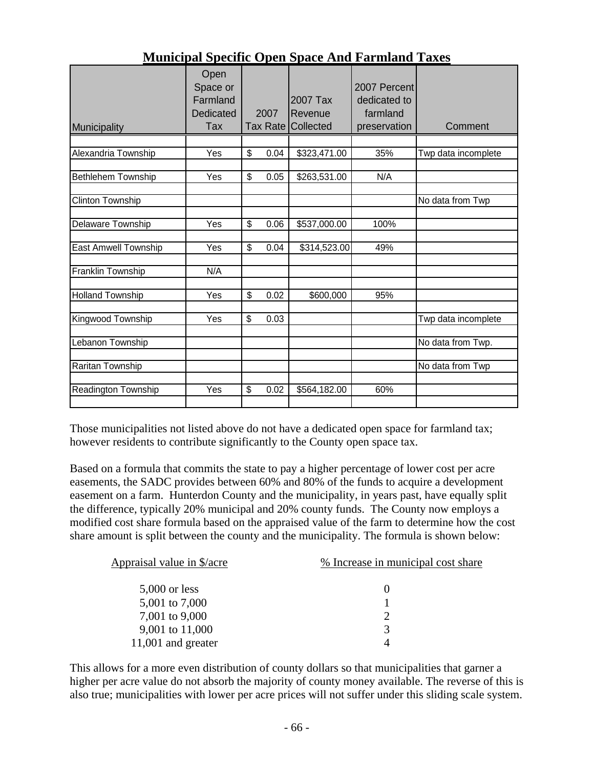## Municipal Specific Open Space And Farmland Taxes

| Municipality | Open Space or Farmland Dedicated Tax | 2007 Tax Rate | 2007 Tax Revenue Collected | 2007 Percent dedicated to farmland preservation | Comment |
|---|---|---|---|---|---|
| Alexandria Township | Yes | $ 0.04 | $323,471.00 | 35% | Twp data incomplete |
| Bethlehem Township | Yes | $ 0.05 | $263,531.00 | N/A | |
| Clinton Township | | | | | No data from Twp |
| Delaware Township | Yes | $ 0.06 | $537,000.00 | 100% | |
| East Amwell Township | Yes | $ 0.04 | $314,523.00 | 49% | |
| Franklin Township | N/A | | | | |
| Holland Township | Yes | $ 0.02 | $600,000 | 95% | |
| Kingwood Township | Yes | $ 0.03 | | | Twp data incomplete |
| Lebanon Township | | | | | No data from Twp. |
| Raritan Township | | | | | No data from Twp |
| Readington Township | Yes | $ 0.02 | $564,182.00 | 60% | |

Those municipalities not listed above do not have a dedicated open space for farmland tax; however residents to contribute significantly to the County open space tax.

Based on a formula that commits the state to pay a higher percentage of lower cost per acre easements, the SADC provides between 60% and 80% of the funds to acquire a development easement on a farm. Hunterdon County and the municipality, in years past, have equally split the difference, typically 20% municipal and 20% county funds. The County now employs a modified cost share formula based on the appraised value of the farm to determine how the cost share amount is split between the county and the municipality. The formula is shown below:

| Appraisal value in $/acre | % Increase in municipal cost share |
|---|---|
| 5,000 or less | 0 |
| 5,001 to 7,000 | 1 |
| 7,001 to 9,000 | 2 |
| 9,001 to 11,000 | 3 |
| 11,001 and greater | 4 |

This allows for a more even distribution of county dollars so that municipalities that garner a higher per acre value do not absorb the majority of county money available. The reverse of this is also true; municipalities with lower per acre prices will not suffer under this sliding scale system.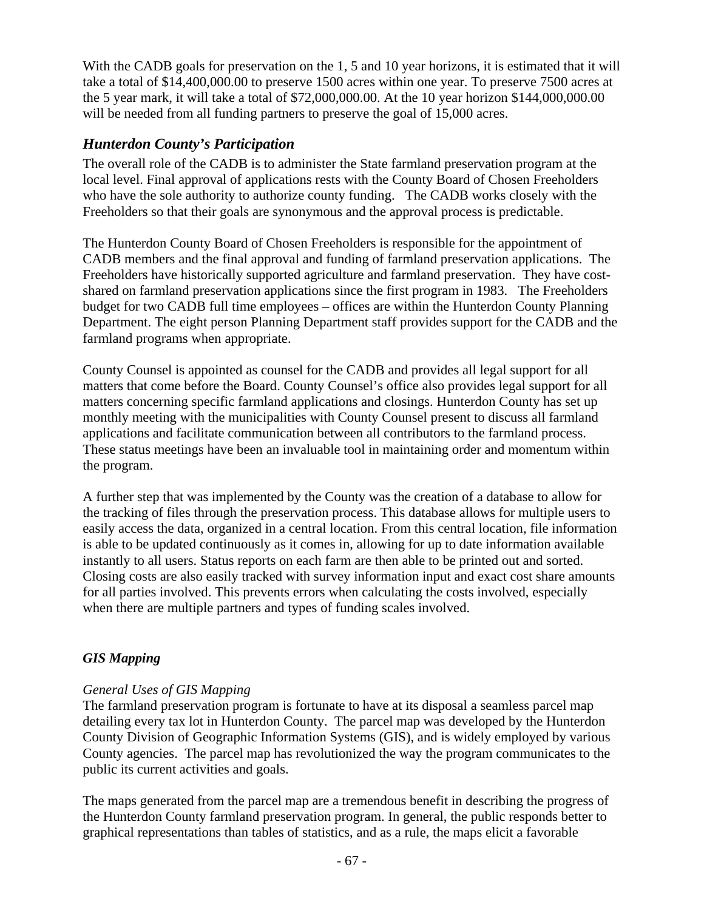With the CADB goals for preservation on the 1, 5 and 10 year horizons, it is estimated that it will take a total of $14,400,000.00 to preserve 1500 acres within one year. To preserve 7500 acres at the 5 year mark, it will take a total of $72,000,000.00. At the 10 year horizon $144,000,000.00 will be needed from all funding partners to preserve the goal of 15,000 acres.

## *Hunterdon County's Participation*

The overall role of the CADB is to administer the State farmland preservation program at the local level. Final approval of applications rests with the County Board of Chosen Freeholders who have the sole authority to authorize county funding. The CADB works closely with the Freeholders so that their goals are synonymous and the approval process is predictable.

The Hunterdon County Board of Chosen Freeholders is responsible for the appointment of CADB members and the final approval and funding of farmland preservation applications. The Freeholders have historically supported agriculture and farmland preservation. They have cost-shared on farmland preservation applications since the first program in 1983. The Freeholders budget for two CADB full time employees – offices are within the Hunterdon County Planning Department. The eight person Planning Department staff provides support for the CADB and the farmland programs when appropriate.

County Counsel is appointed as counsel for the CADB and provides all legal support for all matters that come before the Board. County Counsel's office also provides legal support for all matters concerning specific farmland applications and closings. Hunterdon County has set up monthly meeting with the municipalities with County Counsel present to discuss all farmland applications and facilitate communication between all contributors to the farmland process. These status meetings have been an invaluable tool in maintaining order and momentum within the program.

A further step that was implemented by the County was the creation of a database to allow for the tracking of files through the preservation process. This database allows for multiple users to easily access the data, organized in a central location. From this central location, file information is able to be updated continuously as it comes in, allowing for up to date information available instantly to all users. Status reports on each farm are then able to be printed out and sorted. Closing costs are also easily tracked with survey information input and exact cost share amounts for all parties involved. This prevents errors when calculating the costs involved, especially when there are multiple partners and types of funding scales involved.

### *GIS Mapping*

*General Uses of GIS Mapping*

The farmland preservation program is fortunate to have at its disposal a seamless parcel map detailing every tax lot in Hunterdon County. The parcel map was developed by the Hunterdon County Division of Geographic Information Systems (GIS), and is widely employed by various County agencies. The parcel map has revolutionized the way the program communicates to the public its current activities and goals.

The maps generated from the parcel map are a tremendous benefit in describing the progress of the Hunterdon County farmland preservation program. In general, the public responds better to graphical representations than tables of statistics, and as a rule, the maps elicit a favorable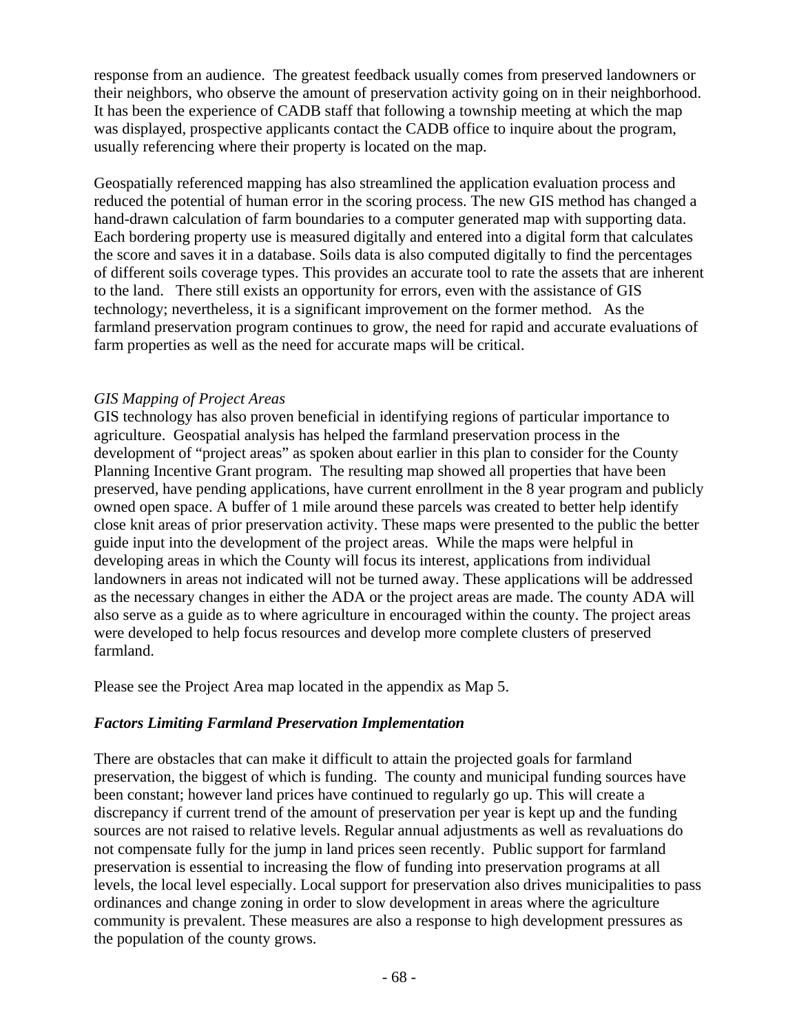response from an audience. The greatest feedback usually comes from preserved landowners or their neighbors, who observe the amount of preservation activity going on in their neighborhood. It has been the experience of CADB staff that following a township meeting at which the map was displayed, prospective applicants contact the CADB office to inquire about the program, usually referencing where their property is located on the map.

Geospatially referenced mapping has also streamlined the application evaluation process and reduced the potential of human error in the scoring process. The new GIS method has changed a hand-drawn calculation of farm boundaries to a computer generated map with supporting data. Each bordering property use is measured digitally and entered into a digital form that calculates the score and saves it in a database. Soils data is also computed digitally to find the percentages of different soils coverage types. This provides an accurate tool to rate the assets that are inherent to the land. There still exists an opportunity for errors, even with the assistance of GIS technology; nevertheless, it is a significant improvement on the former method. As the farmland preservation program continues to grow, the need for rapid and accurate evaluations of farm properties as well as the need for accurate maps will be critical.

*GIS Mapping of Project Areas*

GIS technology has also proven beneficial in identifying regions of particular importance to agriculture. Geospatial analysis has helped the farmland preservation process in the development of "project areas" as spoken about earlier in this plan to consider for the County Planning Incentive Grant program. The resulting map showed all properties that have been preserved, have pending applications, have current enrollment in the 8 year program and publicly owned open space. A buffer of 1 mile around these parcels was created to better help identify close knit areas of prior preservation activity. These maps were presented to the public the better guide input into the development of the project areas. While the maps were helpful in developing areas in which the County will focus its interest, applications from individual landowners in areas not indicated will not be turned away. These applications will be addressed as the necessary changes in either the ADA or the project areas are made. The county ADA will also serve as a guide as to where agriculture in encouraged within the county. The project areas were developed to help focus resources and develop more complete clusters of preserved farmland.

Please see the Project Area map located in the appendix as Map 5.

### *Factors Limiting Farmland Preservation Implementation*

There are obstacles that can make it difficult to attain the projected goals for farmland preservation, the biggest of which is funding. The county and municipal funding sources have been constant; however land prices have continued to regularly go up. This will create a discrepancy if current trend of the amount of preservation per year is kept up and the funding sources are not raised to relative levels. Regular annual adjustments as well as revaluations do not compensate fully for the jump in land prices seen recently. Public support for farmland preservation is essential to increasing the flow of funding into preservation programs at all levels, the local level especially. Local support for preservation also drives municipalities to pass ordinances and change zoning in order to slow development in areas where the agriculture community is prevalent. These measures are also a response to high development pressures as the population of the county grows.